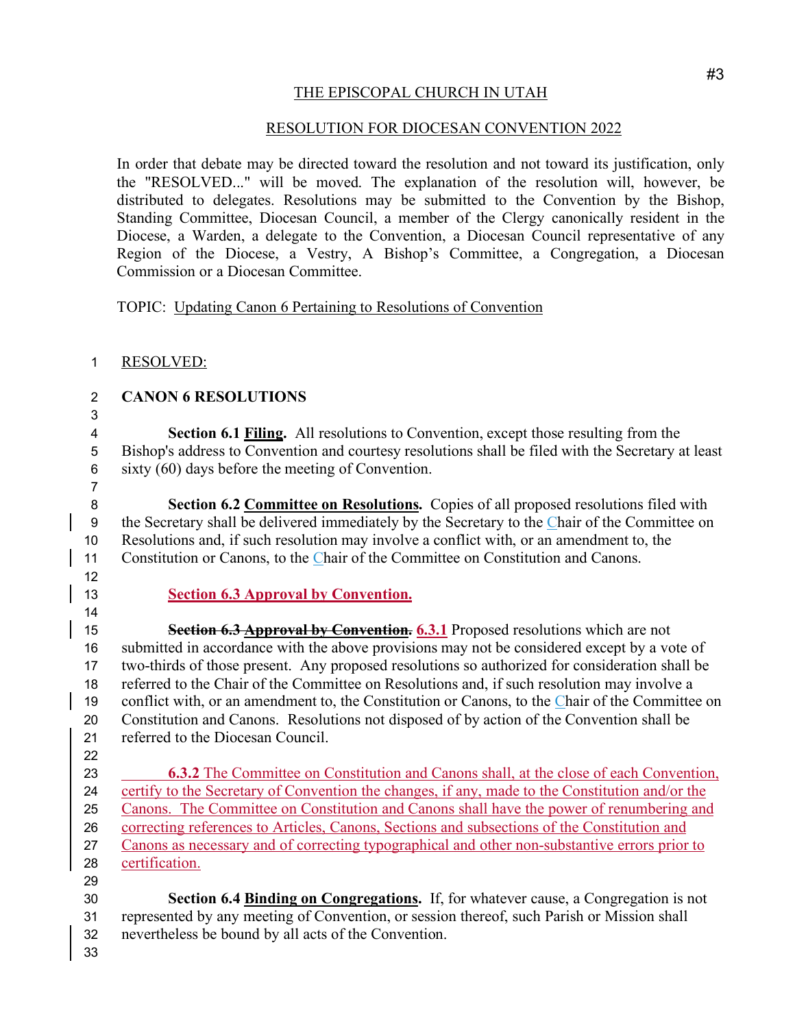#3

THE EPISCOPAL CHURCH IN UTAH

RESOLUTION FOR DIOCESAN CONVENTION 2022

In order that debate may be directed toward the resolution and not toward its justification, only the "RESOLVED..." will be moved. The explanation of the resolution will, however, be distributed to delegates. Resolutions may be submitted to the Convention by the Bishop, Standing Committee, Diocesan Council, a member of the Clergy canonically resident in the Diocese, a Warden, a delegate to the Convention, a Diocesan Council representative of any Region of the Diocese, a Vestry, A Bishop's Committee, a Congregation, a Diocesan Commission or a Diocesan Committee.

TOPIC: Updating Canon 6 Pertaining to Resolutions of Convention

RESOLVED:

**CANON 6 RESOLUTIONS**

**Section 6.1 Filing.** All resolutions to Convention, except those resulting from the Bishop's address to Convention and courtesy resolutions shall be filed with the Secretary at least sixty (60) days before the meeting of Convention.

**Section 6.2 Committee on Resolutions.** Copies of all proposed resolutions filed with the Secretary shall be delivered immediately by the Secretary to the Chair of the Committee on Resolutions and, if such resolution may involve a conflict with, or an amendment to, the Constitution or Canons, to the Chair of the Committee on Constitution and Canons.

**Section 6.3 Approval by Convention.**

~~**Section 6.3 Approval by Convention.**~~ **6.3.1** Proposed resolutions which are not submitted in accordance with the above provisions may not be considered except by a vote of two-thirds of those present. Any proposed resolutions so authorized for consideration shall be referred to the Chair of the Committee on Resolutions and, if such resolution may involve a conflict with, or an amendment to, the Constitution or Canons, to the Chair of the Committee on Constitution and Canons. Resolutions not disposed of by action of the Convention shall be referred to the Diocesan Council.

**6.3.2** The Committee on Constitution and Canons shall, at the close of each Convention, certify to the Secretary of Convention the changes, if any, made to the Constitution and/or the Canons. The Committee on Constitution and Canons shall have the power of renumbering and correcting references to Articles, Canons, Sections and subsections of the Constitution and Canons as necessary and of correcting typographical and other non-substantive errors prior to certification.

**Section 6.4 Binding on Congregations.** If, for whatever cause, a Congregation is not represented by any meeting of Convention, or session thereof, such Parish or Mission shall nevertheless be bound by all acts of the Convention.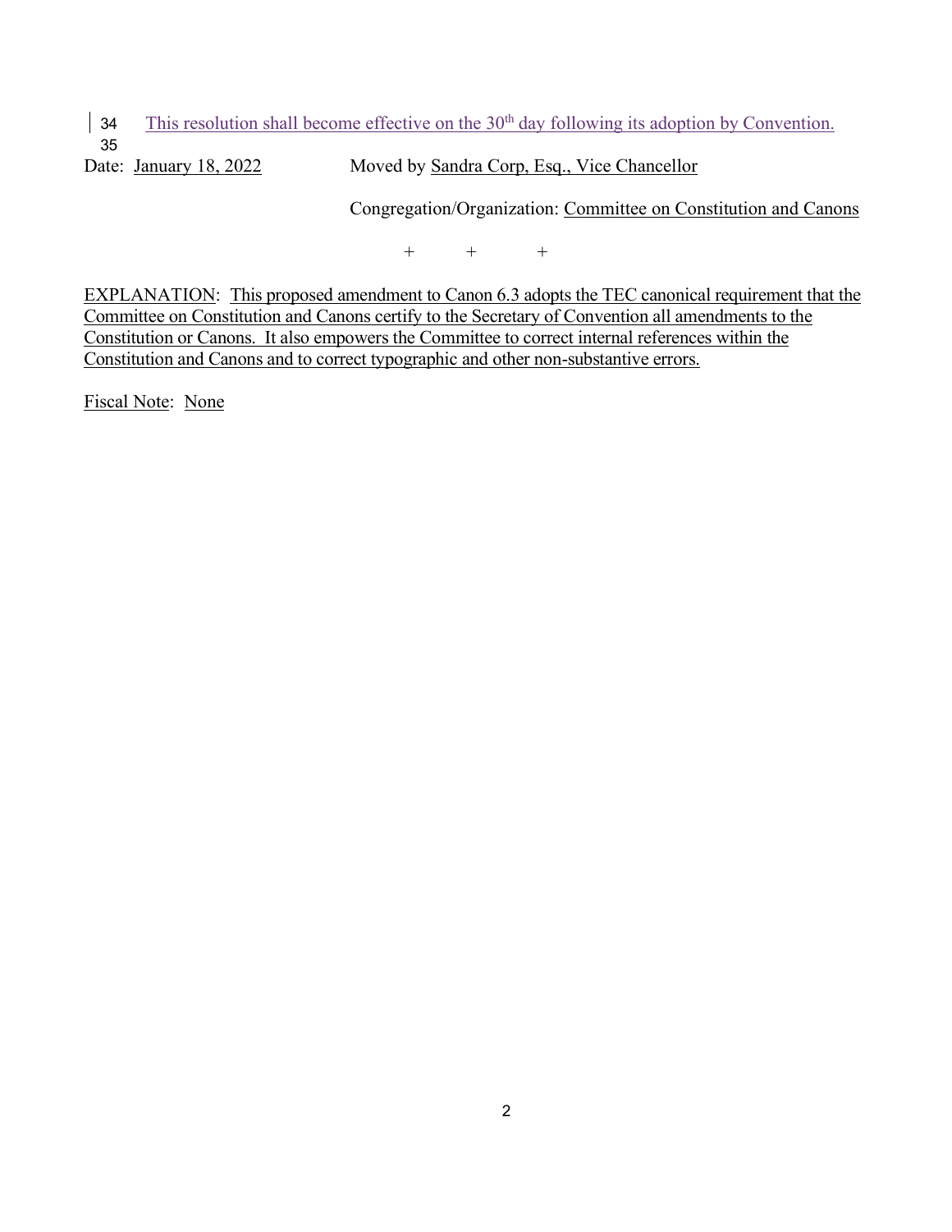34 This resolution shall become effective on the 30th day following its adoption by Convention.

35

Date: January 18, 2022 Moved by Sandra Corp, Esq., Vice Chancellor

Congregation/Organization: Committee on Constitution and Canons

\+ \+ \+

EXPLANATION: This proposed amendment to Canon 6.3 adopts the TEC canonical requirement that the Committee on Constitution and Canons certify to the Secretary of Convention all amendments to the Constitution or Canons. It also empowers the Committee to correct internal references within the Constitution and Canons and to correct typographic and other non-substantive errors.

Fiscal Note: None